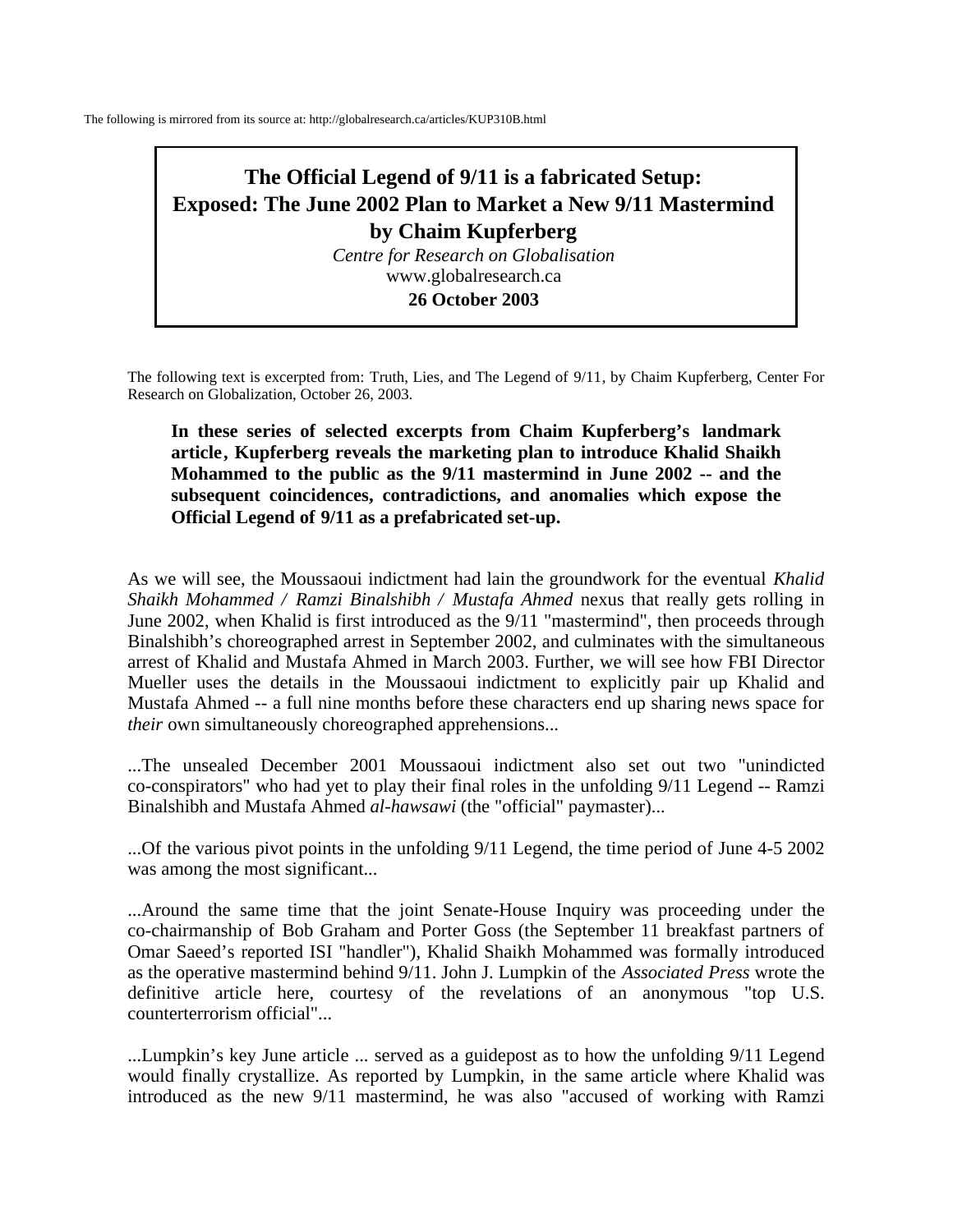The following is mirrored from its source at: http://globalresearch.ca/articles/KUP310B.html

# The Official Legend of 9/11 is a fabricated Setup: Exposed: The June 2002 Plan to Market a New 9/11 Mastermind

**by Chaim Kupferberg**

*Centre for Research on Globalisation*
www.globalresearch.ca
**26 October 2003**

The following text is excerpted from: Truth, Lies, and The Legend of 9/11, by Chaim Kupferberg, Center For Research on Globalization, October 26, 2003.

**In these series of selected excerpts from Chaim Kupferberg's landmark article, Kupferberg reveals the marketing plan to introduce Khalid Shaikh Mohammed to the public as the 9/11 mastermind in June 2002 -- and the subsequent coincidences, contradictions, and anomalies which expose the Official Legend of 9/11 as a prefabricated set-up.**

As we will see, the Moussaoui indictment had lain the groundwork for the eventual *Khalid Shaikh Mohammed / Ramzi Binalshibh / Mustafa Ahmed* nexus that really gets rolling in June 2002, when Khalid is first introduced as the 9/11 "mastermind", then proceeds through Binalshibh's choreographed arrest in September 2002, and culminates with the simultaneous arrest of Khalid and Mustafa Ahmed in March 2003. Further, we will see how FBI Director Mueller uses the details in the Moussaoui indictment to explicitly pair up Khalid and Mustafa Ahmed -- a full nine months before these characters end up sharing news space for *their* own simultaneously choreographed apprehensions...

...The unsealed December 2001 Moussaoui indictment also set out two "unindicted co-conspirators" who had yet to play their final roles in the unfolding 9/11 Legend -- Ramzi Binalshibh and Mustafa Ahmed *al-hawsawi* (the "official" paymaster)...

...Of the various pivot points in the unfolding 9/11 Legend, the time period of June 4-5 2002 was among the most significant...

...Around the same time that the joint Senate-House Inquiry was proceeding under the co-chairmanship of Bob Graham and Porter Goss (the September 11 breakfast partners of Omar Saeed's reported ISI "handler"), Khalid Shaikh Mohammed was formally introduced as the operative mastermind behind 9/11. John J. Lumpkin of the *Associated Press* wrote the definitive article here, courtesy of the revelations of an anonymous "top U.S. counterterrorism official"...

...Lumpkin's key June article ... served as a guidepost as to how the unfolding 9/11 Legend would finally crystallize. As reported by Lumpkin, in the same article where Khalid was introduced as the new 9/11 mastermind, he was also "accused of working with Ramzi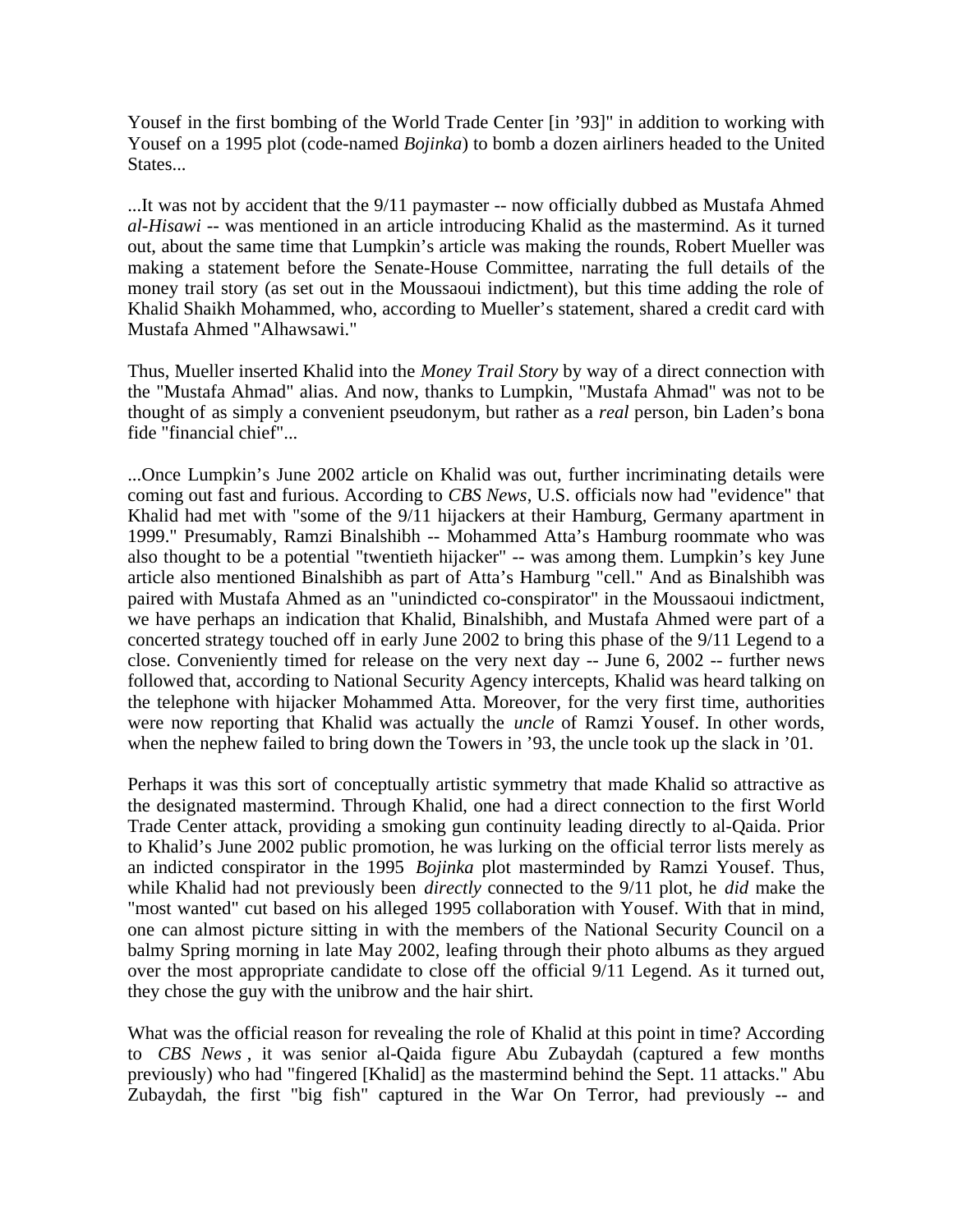Yousef in the first bombing of the World Trade Center [in ’93]" in addition to working with Yousef on a 1995 plot (code-named *Bojinka*) to bomb a dozen airliners headed to the United States...

...It was not by accident that the 9/11 paymaster -- now officially dubbed as Mustafa Ahmed *al-Hisawi* -- was mentioned in an article introducing Khalid as the mastermind. As it turned out, about the same time that Lumpkin’s article was making the rounds, Robert Mueller was making a statement before the Senate-House Committee, narrating the full details of the money trail story (as set out in the Moussaoui indictment), but this time adding the role of Khalid Shaikh Mohammed, who, according to Mueller’s statement, shared a credit card with Mustafa Ahmed "Alhawsawi."

Thus, Mueller inserted Khalid into the *Money Trail Story* by way of a direct connection with the "Mustafa Ahmad" alias. And now, thanks to Lumpkin, "Mustafa Ahmad" was not to be thought of as simply a convenient pseudonym, but rather as a *real* person, bin Laden’s bona fide "financial chief"...

...Once Lumpkin’s June 2002 article on Khalid was out, further incriminating details were coming out fast and furious. According to *CBS News*, U.S. officials now had "evidence" that Khalid had met with "some of the 9/11 hijackers at their Hamburg, Germany apartment in 1999." Presumably, Ramzi Binalshibh -- Mohammed Atta’s Hamburg roommate who was also thought to be a potential "twentieth hijacker" -- was among them. Lumpkin’s key June article also mentioned Binalshibh as part of Atta’s Hamburg "cell." And as Binalshibh was paired with Mustafa Ahmed as an "unindicted co-conspirator" in the Moussaoui indictment, we have perhaps an indication that Khalid, Binalshibh, and Mustafa Ahmed were part of a concerted strategy touched off in early June 2002 to bring this phase of the 9/11 Legend to a close. Conveniently timed for release on the very next day -- June 6, 2002 -- further news followed that, according to National Security Agency intercepts, Khalid was heard talking on the telephone with hijacker Mohammed Atta. Moreover, for the very first time, authorities were now reporting that Khalid was actually the *uncle* of Ramzi Yousef. In other words, when the nephew failed to bring down the Towers in ’93, the uncle took up the slack in ’01.

Perhaps it was this sort of conceptually artistic symmetry that made Khalid so attractive as the designated mastermind. Through Khalid, one had a direct connection to the first World Trade Center attack, providing a smoking gun continuity leading directly to al-Qaida. Prior to Khalid’s June 2002 public promotion, he was lurking on the official terror lists merely as an indicted conspirator in the 1995 *Bojinka* plot masterminded by Ramzi Yousef. Thus, while Khalid had not previously been *directly* connected to the 9/11 plot, he *did* make the "most wanted" cut based on his alleged 1995 collaboration with Yousef. With that in mind, one can almost picture sitting in with the members of the National Security Council on a balmy Spring morning in late May 2002, leafing through their photo albums as they argued over the most appropriate candidate to close off the official 9/11 Legend. As it turned out, they chose the guy with the unibrow and the hair shirt.

What was the official reason for revealing the role of Khalid at this point in time? According to *CBS News*, it was senior al-Qaida figure Abu Zubaydah (captured a few months previously) who had "fingered [Khalid] as the mastermind behind the Sept. 11 attacks." Abu Zubaydah, the first "big fish" captured in the War On Terror, had previously -- and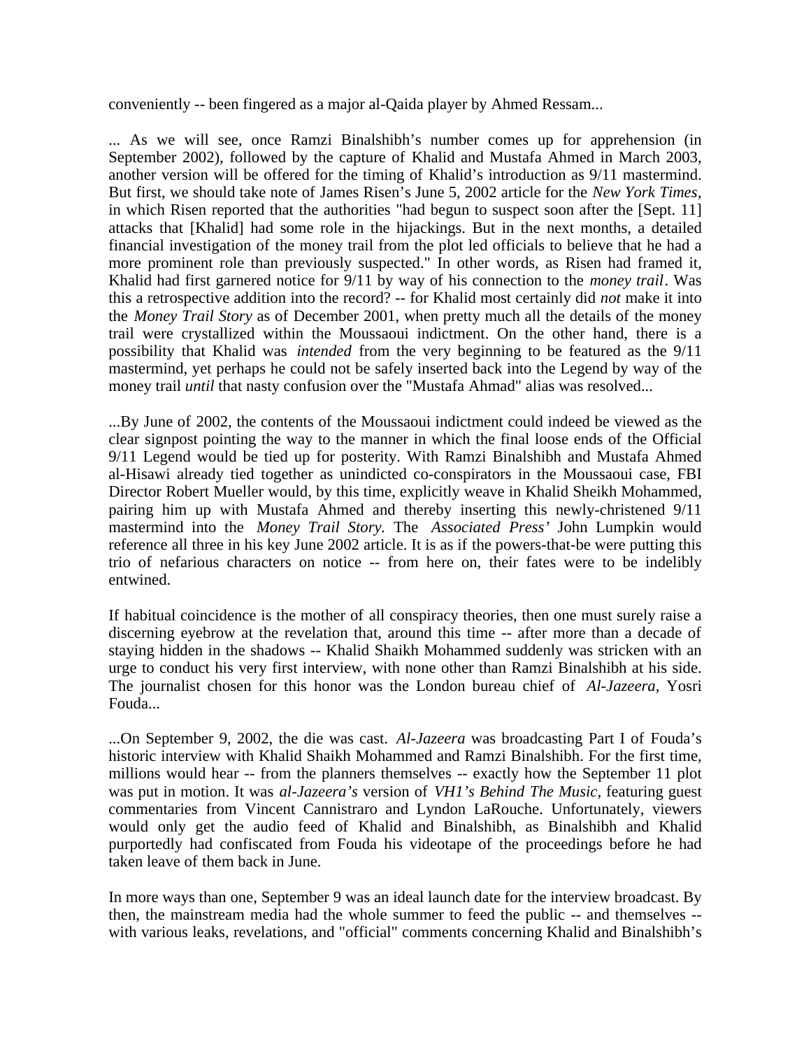conveniently -- been fingered as a major al-Qaida player by Ahmed Ressam...

... As we will see, once Ramzi Binalshibh's number comes up for apprehension (in September 2002), followed by the capture of Khalid and Mustafa Ahmed in March 2003, another version will be offered for the timing of Khalid's introduction as 9/11 mastermind. But first, we should take note of James Risen's June 5, 2002 article for the *New York Times*, in which Risen reported that the authorities "had begun to suspect soon after the [Sept. 11] attacks that [Khalid] had some role in the hijackings. But in the next months, a detailed financial investigation of the money trail from the plot led officials to believe that he had a more prominent role than previously suspected." In other words, as Risen had framed it, Khalid had first garnered notice for 9/11 by way of his connection to the *money trail*. Was this a retrospective addition into the record? -- for Khalid most certainly did *not* make it into the *Money Trail Story* as of December 2001, when pretty much all the details of the money trail were crystallized within the Moussaoui indictment. On the other hand, there is a possibility that Khalid was *intended* from the very beginning to be featured as the 9/11 mastermind, yet perhaps he could not be safely inserted back into the Legend by way of the money trail *until* that nasty confusion over the "Mustafa Ahmad" alias was resolved...

...By June of 2002, the contents of the Moussaoui indictment could indeed be viewed as the clear signpost pointing the way to the manner in which the final loose ends of the Official 9/11 Legend would be tied up for posterity. With Ramzi Binalshibh and Mustafa Ahmed al-Hisawi already tied together as unindicted co-conspirators in the Moussaoui case, FBI Director Robert Mueller would, by this time, explicitly weave in Khalid Sheikh Mohammed, pairing him up with Mustafa Ahmed and thereby inserting this newly-christened 9/11 mastermind into the *Money Trail Story*. The *Associated Press'* John Lumpkin would reference all three in his key June 2002 article. It is as if the powers-that-be were putting this trio of nefarious characters on notice -- from here on, their fates were to be indelibly entwined.

If habitual coincidence is the mother of all conspiracy theories, then one must surely raise a discerning eyebrow at the revelation that, around this time -- after more than a decade of staying hidden in the shadows -- Khalid Shaikh Mohammed suddenly was stricken with an urge to conduct his very first interview, with none other than Ramzi Binalshibh at his side. The journalist chosen for this honor was the London bureau chief of *Al-Jazeera,* Yosri Fouda...

...On September 9, 2002, the die was cast. *Al-Jazeera* was broadcasting Part I of Fouda's historic interview with Khalid Shaikh Mohammed and Ramzi Binalshibh. For the first time, millions would hear -- from the planners themselves -- exactly how the September 11 plot was put in motion. It was *al-Jazeera's* version of *VH1's Behind The Music,* featuring guest commentaries from Vincent Cannistraro and Lyndon LaRouche. Unfortunately, viewers would only get the audio feed of Khalid and Binalshibh, as Binalshibh and Khalid purportedly had confiscated from Fouda his videotape of the proceedings before he had taken leave of them back in June.

In more ways than one, September 9 was an ideal launch date for the interview broadcast. By then, the mainstream media had the whole summer to feed the public -- and themselves -- with various leaks, revelations, and "official" comments concerning Khalid and Binalshibh's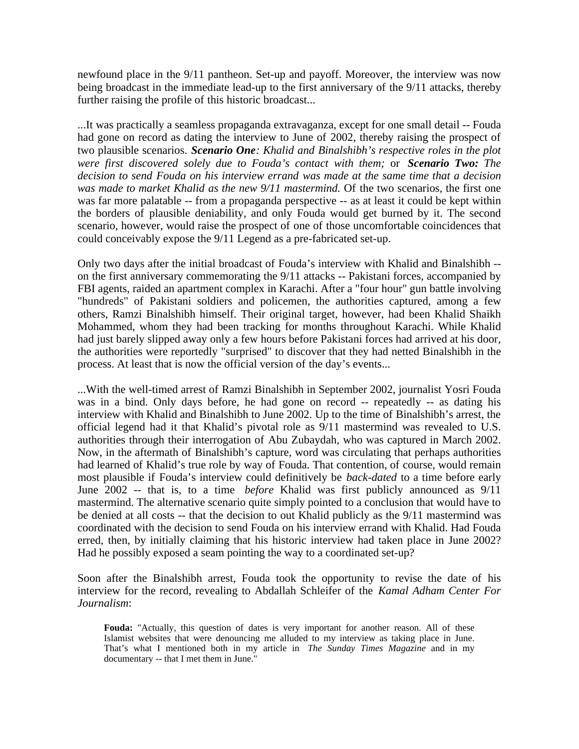newfound place in the 9/11 pantheon. Set-up and payoff. Moreover, the interview was now being broadcast in the immediate lead-up to the first anniversary of the 9/11 attacks, thereby further raising the profile of this historic broadcast...

...It was practically a seamless propaganda extravaganza, except for one small detail -- Fouda had gone on record as dating the interview to June of 2002, thereby raising the prospect of two plausible scenarios. ***Scenario One****: Khalid and Binalshibh's respective roles in the plot were first discovered solely due to Fouda's contact with them;* or ***Scenario Two:*** *The decision to send Fouda on his interview errand was made at the same time that a decision was made to market Khalid as the new 9/11 mastermind.* Of the two scenarios, the first one was far more palatable -- from a propaganda perspective -- as at least it could be kept within the borders of plausible deniability, and only Fouda would get burned by it. The second scenario, however, would raise the prospect of one of those uncomfortable coincidences that could conceivably expose the 9/11 Legend as a pre-fabricated set-up.

Only two days after the initial broadcast of Fouda's interview with Khalid and Binalshibh -- on the first anniversary commemorating the 9/11 attacks -- Pakistani forces, accompanied by FBI agents, raided an apartment complex in Karachi. After a "four hour" gun battle involving "hundreds" of Pakistani soldiers and policemen, the authorities captured, among a few others, Ramzi Binalshibh himself. Their original target, however, had been Khalid Shaikh Mohammed, whom they had been tracking for months throughout Karachi. While Khalid had just barely slipped away only a few hours before Pakistani forces had arrived at his door, the authorities were reportedly "surprised" to discover that they had netted Binalshibh in the process. At least that is now the official version of the day's events...

...With the well-timed arrest of Ramzi Binalshibh in September 2002, journalist Yosri Fouda was in a bind. Only days before, he had gone on record -- repeatedly -- as dating his interview with Khalid and Binalshibh to June 2002. Up to the time of Binalshibh's arrest, the official legend had it that Khalid's pivotal role as 9/11 mastermind was revealed to U.S. authorities through their interrogation of Abu Zubaydah, who was captured in March 2002. Now, in the aftermath of Binalshibh's capture, word was circulating that perhaps authorities had learned of Khalid's true role by way of Fouda. That contention, of course, would remain most plausible if Fouda's interview could definitively be *back-dated* to a time before early June 2002 -- that is, to a time *before* Khalid was first publicly announced as 9/11 mastermind. The alternative scenario quite simply pointed to a conclusion that would have to be denied at all costs -- that the decision to out Khalid publicly as the 9/11 mastermind was coordinated with the decision to send Fouda on his interview errand with Khalid. Had Fouda erred, then, by initially claiming that his historic interview had taken place in June 2002? Had he possibly exposed a seam pointing the way to a coordinated set-up?

Soon after the Binalshibh arrest, Fouda took the opportunity to revise the date of his interview for the record, revealing to Abdallah Schleifer of the *Kamal Adham Center For Journalism*:

> **Fouda:** "Actually, this question of dates is very important for another reason. All of these Islamist websites that were denouncing me alluded to my interview as taking place in June. That's what I mentioned both in my article in *The Sunday Times Magazine* and in my documentary -- that I met them in June."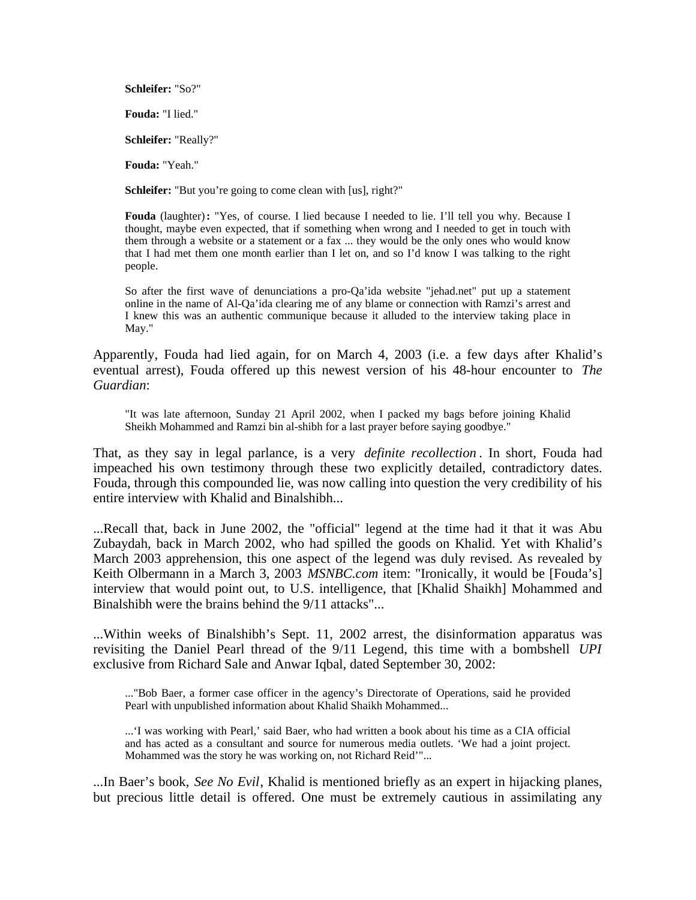> **Schleifer:** "So?"
>
> **Fouda:** "I lied."
>
> **Schleifer:** "Really?"
>
> **Fouda:** "Yeah."
>
> **Schleifer:** "But you're going to come clean with [us], right?"
>
> **Fouda** (laughter)**:** "Yes, of course. I lied because I needed to lie. I'll tell you why. Because I thought, maybe even expected, that if something when wrong and I needed to get in touch with them through a website or a statement or a fax ... they would be the only ones who would know that I had met them one month earlier than I let on, and so I'd know I was talking to the right people.
>
> So after the first wave of denunciations a pro-Qa'ida website "jehad.net" put up a statement online in the name of Al-Qa'ida clearing me of any blame or connection with Ramzi's arrest and I knew this was an authentic communique because it alluded to the interview taking place in May."

Apparently, Fouda had lied again, for on March 4, 2003 (i.e. a few days after Khalid's eventual arrest), Fouda offered up this newest version of his 48-hour encounter to *The Guardian*:

> "It was late afternoon, Sunday 21 April 2002, when I packed my bags before joining Khalid Sheikh Mohammed and Ramzi bin al-shibh for a last prayer before saying goodbye."

That, as they say in legal parlance, is a very *definite recollection*. In short, Fouda had impeached his own testimony through these two explicitly detailed, contradictory dates. Fouda, through this compounded lie, was now calling into question the very credibility of his entire interview with Khalid and Binalshibh...

...Recall that, back in June 2002, the "official" legend at the time had it that it was Abu Zubaydah, back in March 2002, who had spilled the goods on Khalid. Yet with Khalid's March 2003 apprehension, this one aspect of the legend was duly revised. As revealed by Keith Olbermann in a March 3, 2003 *MSNBC.com* item: "Ironically, it would be [Fouda's] interview that would point out, to U.S. intelligence, that [Khalid Shaikh] Mohammed and Binalshibh were the brains behind the 9/11 attacks"...

...Within weeks of Binalshibh's Sept. 11, 2002 arrest, the disinformation apparatus was revisiting the Daniel Pearl thread of the 9/11 Legend, this time with a bombshell *UPI* exclusive from Richard Sale and Anwar Iqbal, dated September 30, 2002:

> ..."Bob Baer, a former case officer in the agency's Directorate of Operations, said he provided Pearl with unpublished information about Khalid Shaikh Mohammed...
>
> ...'I was working with Pearl,' said Baer, who had written a book about his time as a CIA official and has acted as a consultant and source for numerous media outlets. 'We had a joint project. Mohammed was the story he was working on, not Richard Reid'"...

...In Baer's book, *See No Evil*, Khalid is mentioned briefly as an expert in hijacking planes, but precious little detail is offered. One must be extremely cautious in assimilating any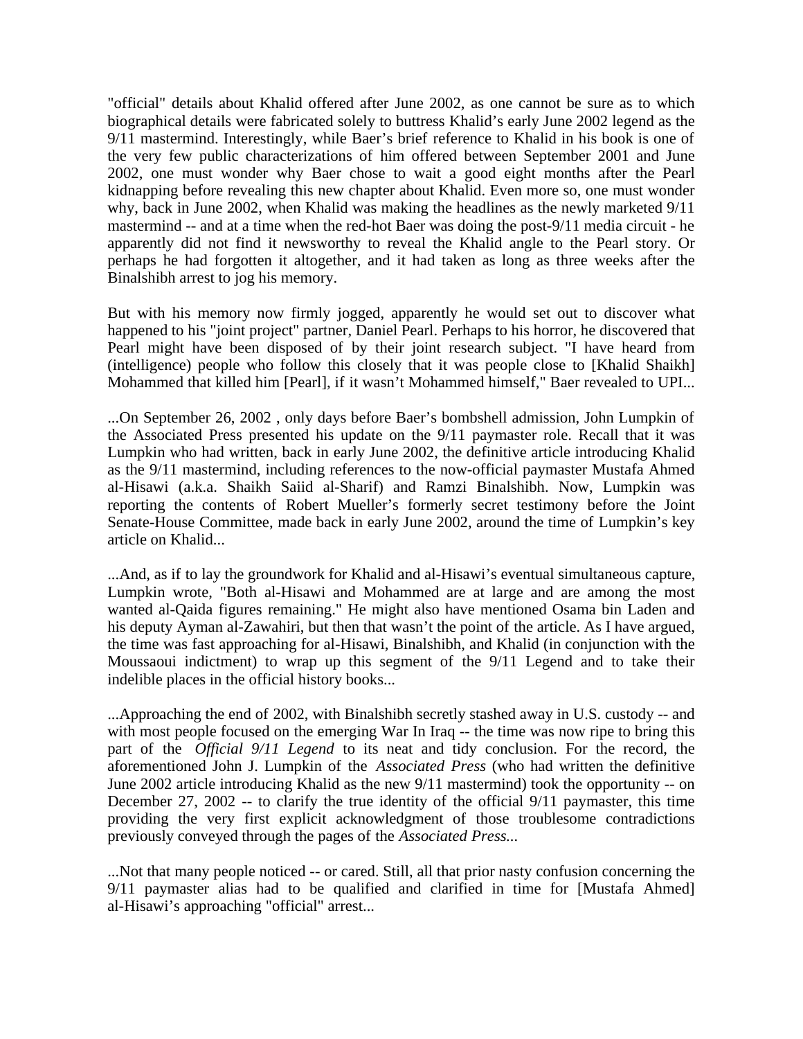"official" details about Khalid offered after June 2002, as one cannot be sure as to which biographical details were fabricated solely to buttress Khalid's early June 2002 legend as the 9/11 mastermind. Interestingly, while Baer's brief reference to Khalid in his book is one of the very few public characterizations of him offered between September 2001 and June 2002, one must wonder why Baer chose to wait a good eight months after the Pearl kidnapping before revealing this new chapter about Khalid. Even more so, one must wonder why, back in June 2002, when Khalid was making the headlines as the newly marketed 9/11 mastermind -- and at a time when the red-hot Baer was doing the post-9/11 media circuit - he apparently did not find it newsworthy to reveal the Khalid angle to the Pearl story. Or perhaps he had forgotten it altogether, and it had taken as long as three weeks after the Binalshibh arrest to jog his memory.

But with his memory now firmly jogged, apparently he would set out to discover what happened to his "joint project" partner, Daniel Pearl. Perhaps to his horror, he discovered that Pearl might have been disposed of by their joint research subject. "I have heard from (intelligence) people who follow this closely that it was people close to [Khalid Shaikh] Mohammed that killed him [Pearl], if it wasn't Mohammed himself," Baer revealed to UPI...

...On September 26, 2002 , only days before Baer's bombshell admission, John Lumpkin of the Associated Press presented his update on the 9/11 paymaster role. Recall that it was Lumpkin who had written, back in early June 2002, the definitive article introducing Khalid as the 9/11 mastermind, including references to the now-official paymaster Mustafa Ahmed al-Hisawi (a.k.a. Shaikh Saiid al-Sharif) and Ramzi Binalshibh. Now, Lumpkin was reporting the contents of Robert Mueller's formerly secret testimony before the Joint Senate-House Committee, made back in early June 2002, around the time of Lumpkin's key article on Khalid...

...And, as if to lay the groundwork for Khalid and al-Hisawi's eventual simultaneous capture, Lumpkin wrote, "Both al-Hisawi and Mohammed are at large and are among the most wanted al-Qaida figures remaining." He might also have mentioned Osama bin Laden and his deputy Ayman al-Zawahiri, but then that wasn't the point of the article. As I have argued, the time was fast approaching for al-Hisawi, Binalshibh, and Khalid (in conjunction with the Moussaoui indictment) to wrap up this segment of the 9/11 Legend and to take their indelible places in the official history books...

...Approaching the end of 2002, with Binalshibh secretly stashed away in U.S. custody -- and with most people focused on the emerging War In Iraq -- the time was now ripe to bring this part of the *Official 9/11 Legend* to its neat and tidy conclusion. For the record, the aforementioned John J. Lumpkin of the *Associated Press* (who had written the definitive June 2002 article introducing Khalid as the new 9/11 mastermind) took the opportunity -- on December 27, 2002 -- to clarify the true identity of the official 9/11 paymaster, this time providing the very first explicit acknowledgment of those troublesome contradictions previously conveyed through the pages of the *Associated Press*...

...Not that many people noticed -- or cared. Still, all that prior nasty confusion concerning the 9/11 paymaster alias had to be qualified and clarified in time for [Mustafa Ahmed] al-Hisawi's approaching "official" arrest...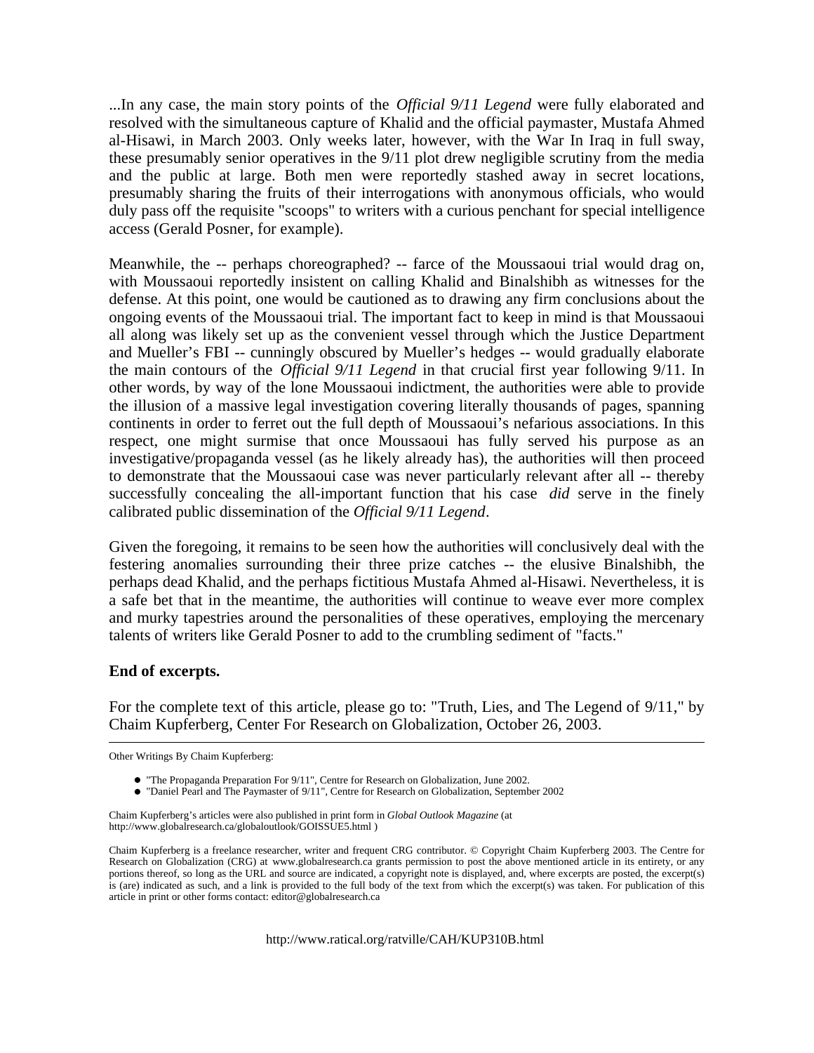...In any case, the main story points of the *Official 9/11 Legend* were fully elaborated and resolved with the simultaneous capture of Khalid and the official paymaster, Mustafa Ahmed al-Hisawi, in March 2003. Only weeks later, however, with the War In Iraq in full sway, these presumably senior operatives in the 9/11 plot drew negligible scrutiny from the media and the public at large. Both men were reportedly stashed away in secret locations, presumably sharing the fruits of their interrogations with anonymous officials, who would duly pass off the requisite "scoops" to writers with a curious penchant for special intelligence access (Gerald Posner, for example).

Meanwhile, the -- perhaps choreographed? -- farce of the Moussaoui trial would drag on, with Moussaoui reportedly insistent on calling Khalid and Binalshibh as witnesses for the defense. At this point, one would be cautioned as to drawing any firm conclusions about the ongoing events of the Moussaoui trial. The important fact to keep in mind is that Moussaoui all along was likely set up as the convenient vessel through which the Justice Department and Mueller's FBI -- cunningly obscured by Mueller's hedges -- would gradually elaborate the main contours of the *Official 9/11 Legend* in that crucial first year following 9/11. In other words, by way of the lone Moussaoui indictment, the authorities were able to provide the illusion of a massive legal investigation covering literally thousands of pages, spanning continents in order to ferret out the full depth of Moussaoui's nefarious associations. In this respect, one might surmise that once Moussaoui has fully served his purpose as an investigative/propaganda vessel (as he likely already has), the authorities will then proceed to demonstrate that the Moussaoui case was never particularly relevant after all -- thereby successfully concealing the all-important function that his case *did* serve in the finely calibrated public dissemination of the *Official 9/11 Legend*.

Given the foregoing, it remains to be seen how the authorities will conclusively deal with the festering anomalies surrounding their three prize catches -- the elusive Binalshibh, the perhaps dead Khalid, and the perhaps fictitious Mustafa Ahmed al-Hisawi. Nevertheless, it is a safe bet that in the meantime, the authorities will continue to weave ever more complex and murky tapestries around the personalities of these operatives, employing the mercenary talents of writers like Gerald Posner to add to the crumbling sediment of "facts."

**End of excerpts.**

For the complete text of this article, please go to: "Truth, Lies, and The Legend of 9/11," by Chaim Kupferberg, Center For Research on Globalization, October 26, 2003.

---

Other Writings By Chaim Kupferberg:

- "The Propaganda Preparation For 9/11", Centre for Research on Globalization, June 2002.
- "Daniel Pearl and The Paymaster of 9/11", Centre for Research on Globalization, September 2002

Chaim Kupferberg's articles were also published in print form in *Global Outlook Magazine* (at http://www.globalresearch.ca/globaloutlook/GOISSUE5.html )

Chaim Kupferberg is a freelance researcher, writer and frequent CRG contributor. © Copyright Chaim Kupferberg 2003. The Centre for Research on Globalization (CRG) at www.globalresearch.ca grants permission to post the above mentioned article in its entirety, or any portions thereof, so long as the URL and source are indicated, a copyright note is displayed, and, where excerpts are posted, the excerpt(s) is (are) indicated as such, and a link is provided to the full body of the text from which the excerpt(s) was taken. For publication of this article in print or other forms contact: editor@globalresearch.ca